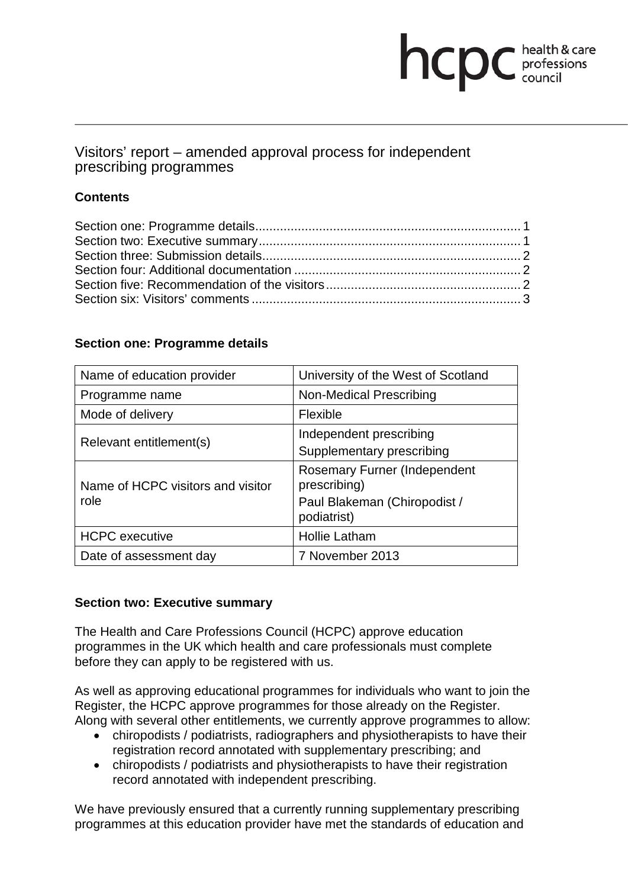# Visitors' report – amended approval process for independent prescribing programmes

## Contents

Section one: Programme details .......................................................................... 1
Section two: Executive summary ......................................................................... 1
Section three: Submission details ........................................................................ 2
Section four: Additional documentation ................................................................ 2
Section five: Recommendation of the visitors ....................................................... 2
Section six: Visitors' comments ............................................................................ 3

## Section one: Programme details

| | |
|---|---|
| Name of education provider | University of the West of Scotland |
| Programme name | Non-Medical Prescribing |
| Mode of delivery | Flexible |
| Relevant entitlement(s) | Independent prescribing<br>Supplementary prescribing |
| Name of HCPC visitors and visitor role | Rosemary Furner (Independent prescribing)<br>Paul Blakeman (Chiropodist / podiatrist) |
| HCPC executive | Hollie Latham |
| Date of assessment day | 7 November 2013 |

## Section two: Executive summary

The Health and Care Professions Council (HCPC) approve education programmes in the UK which health and care professionals must complete before they can apply to be registered with us.

As well as approving educational programmes for individuals who want to join the Register, the HCPC approve programmes for those already on the Register. Along with several other entitlements, we currently approve programmes to allow:

- chiropodists / podiatrists, radiographers and physiotherapists to have their registration record annotated with supplementary prescribing; and
- chiropodists / podiatrists and physiotherapists to have their registration record annotated with independent prescribing.

We have previously ensured that a currently running supplementary prescribing programmes at this education provider have met the standards of education and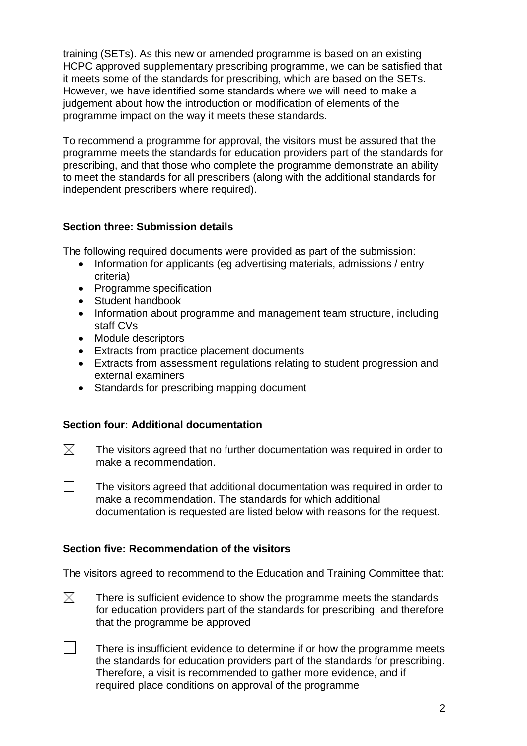training (SETs). As this new or amended programme is based on an existing HCPC approved supplementary prescribing programme, we can be satisfied that it meets some of the standards for prescribing, which are based on the SETs. However, we have identified some standards where we will need to make a judgement about how the introduction or modification of elements of the programme impact on the way it meets these standards.

To recommend a programme for approval, the visitors must be assured that the programme meets the standards for education providers part of the standards for prescribing, and that those who complete the programme demonstrate an ability to meet the standards for all prescribers (along with the additional standards for independent prescribers where required).

**Section three: Submission details**

The following required documents were provided as part of the submission:

- Information for applicants (eg advertising materials, admissions / entry criteria)
- Programme specification
- Student handbook
- Information about programme and management team structure, including staff CVs
- Module descriptors
- Extracts from practice placement documents
- Extracts from assessment regulations relating to student progression and external examiners
- Standards for prescribing mapping document

**Section four: Additional documentation**

☒ The visitors agreed that no further documentation was required in order to make a recommendation.

☐ The visitors agreed that additional documentation was required in order to make a recommendation. The standards for which additional documentation is requested are listed below with reasons for the request.

**Section five: Recommendation of the visitors**

The visitors agreed to recommend to the Education and Training Committee that:

☒ There is sufficient evidence to show the programme meets the standards for education providers part of the standards for prescribing, and therefore that the programme be approved

☐ There is insufficient evidence to determine if or how the programme meets the standards for education providers part of the standards for prescribing. Therefore, a visit is recommended to gather more evidence, and if required place conditions on approval of the programme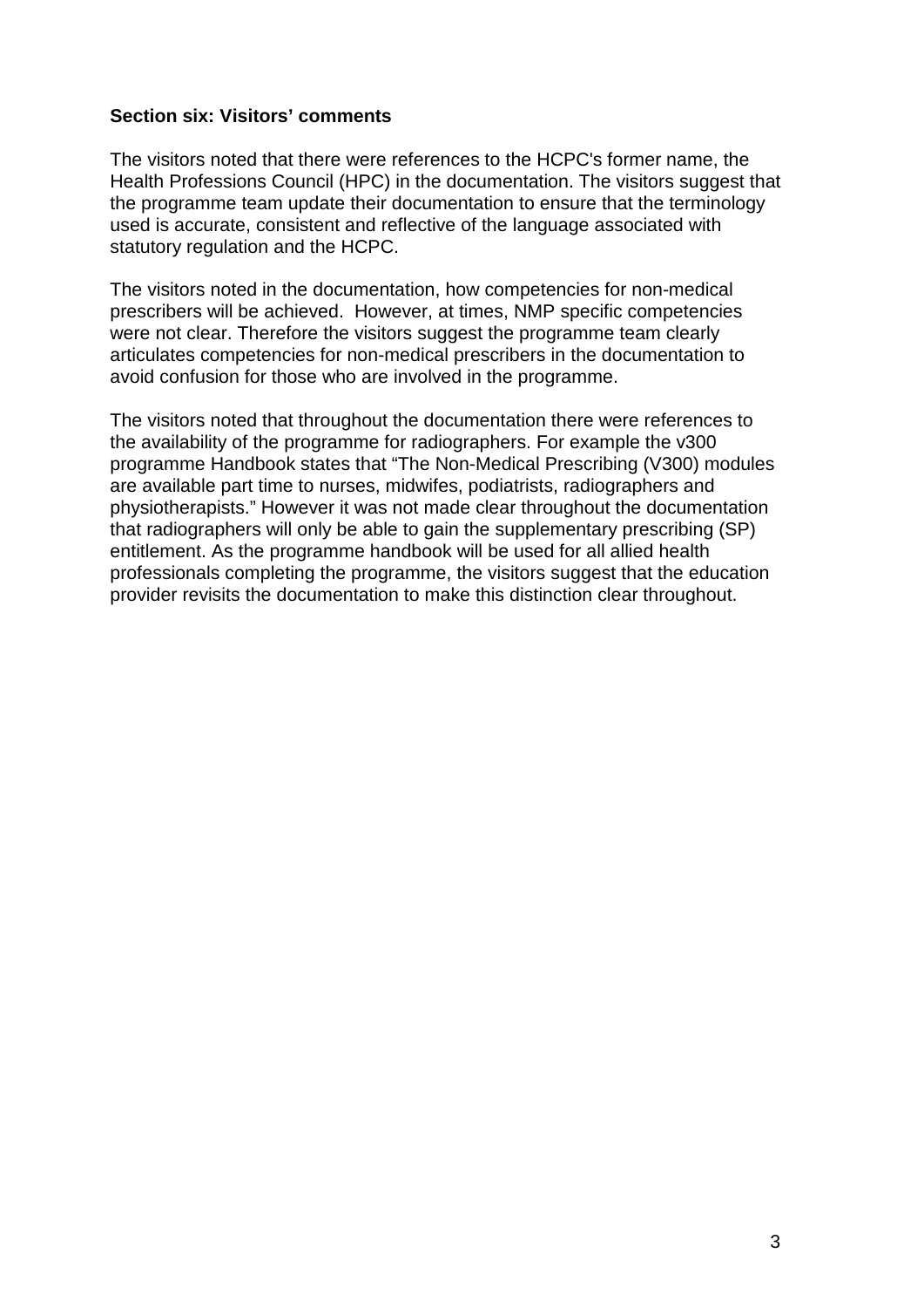**Section six: Visitors' comments**

The visitors noted that there were references to the HCPC's former name, the Health Professions Council (HPC) in the documentation. The visitors suggest that the programme team update their documentation to ensure that the terminology used is accurate, consistent and reflective of the language associated with statutory regulation and the HCPC.

The visitors noted in the documentation, how competencies for non-medical prescribers will be achieved. However, at times, NMP specific competencies were not clear. Therefore the visitors suggest the programme team clearly articulates competencies for non-medical prescribers in the documentation to avoid confusion for those who are involved in the programme.

The visitors noted that throughout the documentation there were references to the availability of the programme for radiographers. For example the v300 programme Handbook states that "The Non-Medical Prescribing (V300) modules are available part time to nurses, midwifes, podiatrists, radiographers and physiotherapists." However it was not made clear throughout the documentation that radiographers will only be able to gain the supplementary prescribing (SP) entitlement. As the programme handbook will be used for all allied health professionals completing the programme, the visitors suggest that the education provider revisits the documentation to make this distinction clear throughout.